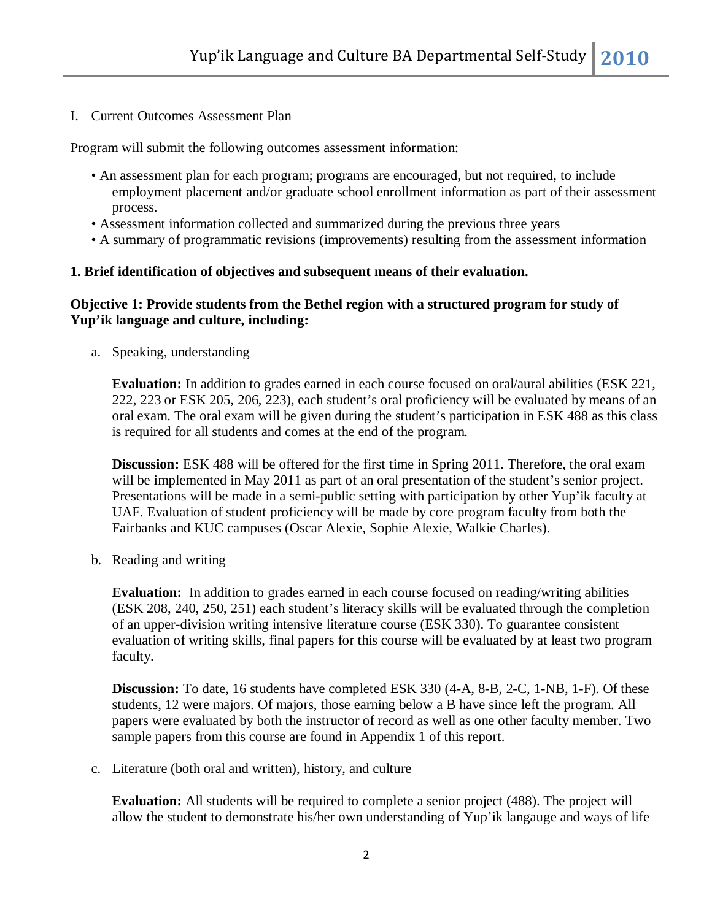## I. Current Outcomes Assessment Plan

Program will submit the following outcomes assessment information:

- An assessment plan for each program; programs are encouraged, but not required, to include employment placement and/or graduate school enrollment information as part of their assessment process.
- Assessment information collected and summarized during the previous three years
- A summary of programmatic revisions (improvements) resulting from the assessment information

### 1. Brief identification of objectives and subsequent means of their evaluation.

**Objective 1: Provide students from the Bethel region with a structured program for study of Yup'ik language and culture, including:**

a. Speaking, understanding

   **Evaluation:** In addition to grades earned in each course focused on oral/aural abilities (ESK 221, 222, 223 or ESK 205, 206, 223), each student's oral proficiency will be evaluated by means of an oral exam. The oral exam will be given during the student's participation in ESK 488 as this class is required for all students and comes at the end of the program.

   **Discussion:** ESK 488 will be offered for the first time in Spring 2011. Therefore, the oral exam will be implemented in May 2011 as part of an oral presentation of the student's senior project. Presentations will be made in a semi-public setting with participation by other Yup'ik faculty at UAF. Evaluation of student proficiency will be made by core program faculty from both the Fairbanks and KUC campuses (Oscar Alexie, Sophie Alexie, Walkie Charles).

b. Reading and writing

   **Evaluation:** In addition to grades earned in each course focused on reading/writing abilities (ESK 208, 240, 250, 251) each student's literacy skills will be evaluated through the completion of an upper-division writing intensive literature course (ESK 330). To guarantee consistent evaluation of writing skills, final papers for this course will be evaluated by at least two program faculty.

   **Discussion:** To date, 16 students have completed ESK 330 (4-A, 8-B, 2-C, 1-NB, 1-F). Of these students, 12 were majors. Of majors, those earning below a B have since left the program. All papers were evaluated by both the instructor of record as well as one other faculty member. Two sample papers from this course are found in Appendix 1 of this report.

c. Literature (both oral and written), history, and culture

   **Evaluation:** All students will be required to complete a senior project (488). The project will allow the student to demonstrate his/her own understanding of Yup'ik langauge and ways of life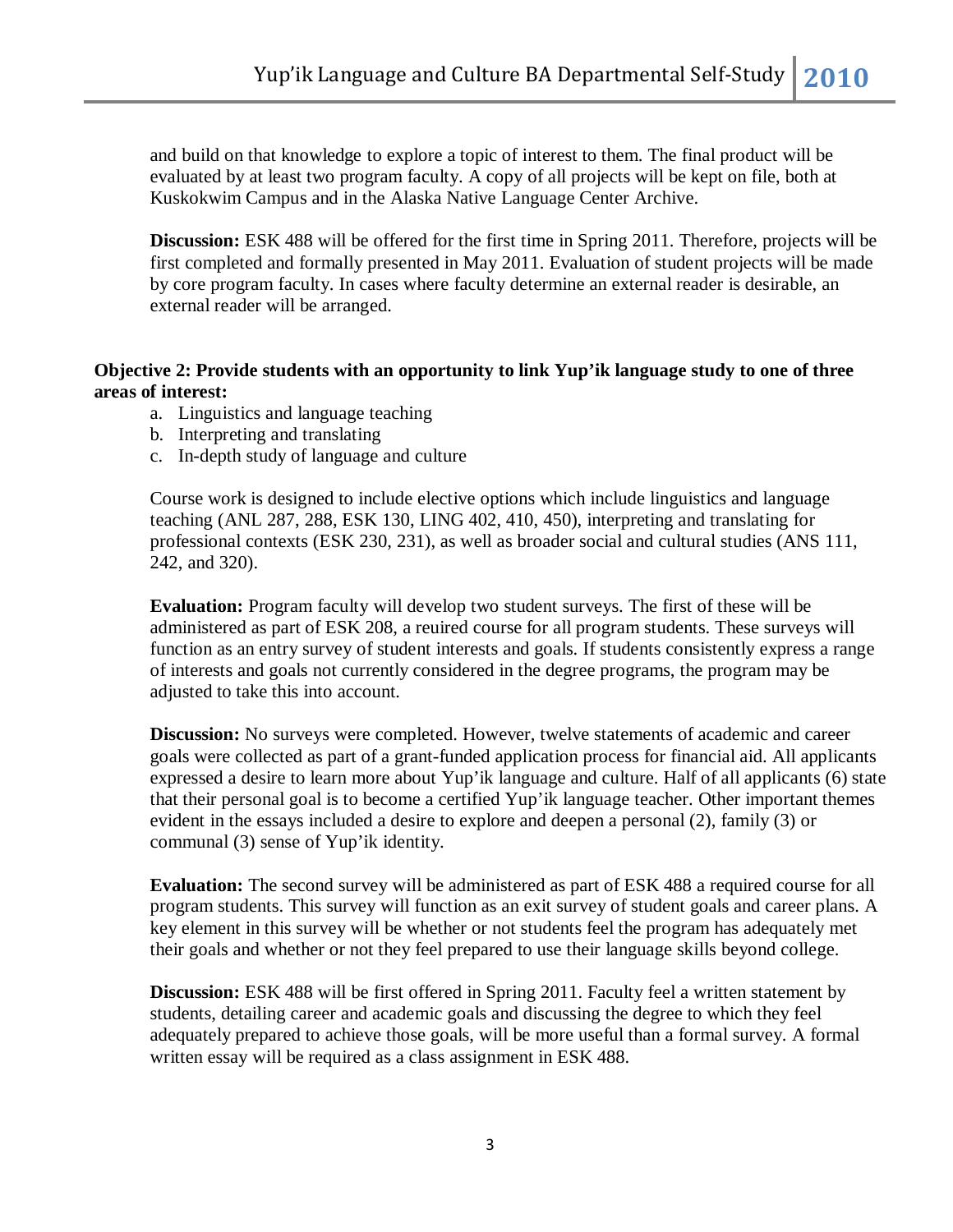and build on that knowledge to explore a topic of interest to them. The final product will be evaluated by at least two program faculty. A copy of all projects will be kept on file, both at Kuskokwim Campus and in the Alaska Native Language Center Archive.

**Discussion:** ESK 488 will be offered for the first time in Spring 2011. Therefore, projects will be first completed and formally presented in May 2011. Evaluation of student projects will be made by core program faculty. In cases where faculty determine an external reader is desirable, an external reader will be arranged.

**Objective 2: Provide students with an opportunity to link Yup'ik language study to one of three areas of interest:**

a. Linguistics and language teaching
b. Interpreting and translating
c. In-depth study of language and culture

Course work is designed to include elective options which include linguistics and language teaching (ANL 287, 288, ESK 130, LING 402, 410, 450), interpreting and translating for professional contexts (ESK 230, 231), as well as broader social and cultural studies (ANS 111, 242, and 320).

**Evaluation:** Program faculty will develop two student surveys. The first of these will be administered as part of ESK 208, a reuired course for all program students. These surveys will function as an entry survey of student interests and goals. If students consistently express a range of interests and goals not currently considered in the degree programs, the program may be adjusted to take this into account.

**Discussion:** No surveys were completed. However, twelve statements of academic and career goals were collected as part of a grant-funded application process for financial aid. All applicants expressed a desire to learn more about Yup'ik language and culture. Half of all applicants (6) state that their personal goal is to become a certified Yup'ik language teacher. Other important themes evident in the essays included a desire to explore and deepen a personal (2), family (3) or communal (3) sense of Yup'ik identity.

**Evaluation:** The second survey will be administered as part of ESK 488 a required course for all program students. This survey will function as an exit survey of student goals and career plans. A key element in this survey will be whether or not students feel the program has adequately met their goals and whether or not they feel prepared to use their language skills beyond college.

**Discussion:** ESK 488 will be first offered in Spring 2011. Faculty feel a written statement by students, detailing career and academic goals and discussing the degree to which they feel adequately prepared to achieve those goals, will be more useful than a formal survey. A formal written essay will be required as a class assignment in ESK 488.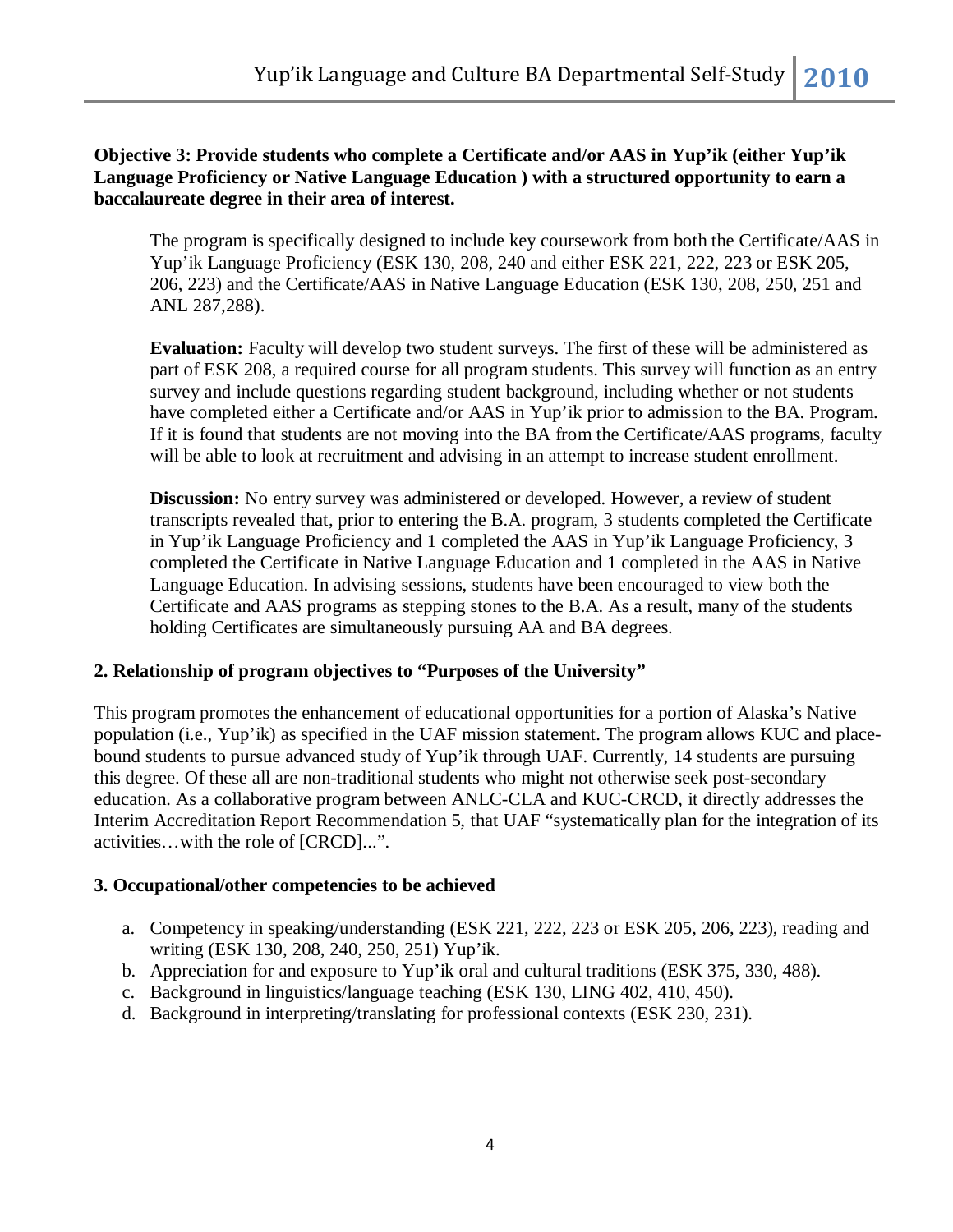**Objective 3: Provide students who complete a Certificate and/or AAS in Yup'ik (either Yup'ik Language Proficiency or Native Language Education ) with a structured opportunity to earn a baccalaureate degree in their area of interest.**

The program is specifically designed to include key coursework from both the Certificate/AAS in Yup'ik Language Proficiency (ESK 130, 208, 240 and either ESK 221, 222, 223 or ESK 205, 206, 223) and the Certificate/AAS in Native Language Education (ESK 130, 208, 250, 251 and ANL 287,288).

**Evaluation:** Faculty will develop two student surveys. The first of these will be administered as part of ESK 208, a required course for all program students. This survey will function as an entry survey and include questions regarding student background, including whether or not students have completed either a Certificate and/or AAS in Yup'ik prior to admission to the BA. Program. If it is found that students are not moving into the BA from the Certificate/AAS programs, faculty will be able to look at recruitment and advising in an attempt to increase student enrollment.

**Discussion:** No entry survey was administered or developed. However, a review of student transcripts revealed that, prior to entering the B.A. program, 3 students completed the Certificate in Yup'ik Language Proficiency and 1 completed the AAS in Yup'ik Language Proficiency, 3 completed the Certificate in Native Language Education and 1 completed in the AAS in Native Language Education. In advising sessions, students have been encouraged to view both the Certificate and AAS programs as stepping stones to the B.A. As a result, many of the students holding Certificates are simultaneously pursuing AA and BA degrees.

**2. Relationship of program objectives to "Purposes of the University"**

This program promotes the enhancement of educational opportunities for a portion of Alaska's Native population (i.e., Yup'ik) as specified in the UAF mission statement. The program allows KUC and place-bound students to pursue advanced study of Yup'ik through UAF. Currently, 14 students are pursuing this degree. Of these all are non-traditional students who might not otherwise seek post-secondary education. As a collaborative program between ANLC-CLA and KUC-CRCD, it directly addresses the Interim Accreditation Report Recommendation 5, that UAF "systematically plan for the integration of its activities…with the role of [CRCD]...".

**3. Occupational/other competencies to be achieved**

a. Competency in speaking/understanding (ESK 221, 222, 223 or ESK 205, 206, 223), reading and writing (ESK 130, 208, 240, 250, 251) Yup'ik.
b. Appreciation for and exposure to Yup'ik oral and cultural traditions (ESK 375, 330, 488).
c. Background in linguistics/language teaching (ESK 130, LING 402, 410, 450).
d. Background in interpreting/translating for professional contexts (ESK 230, 231).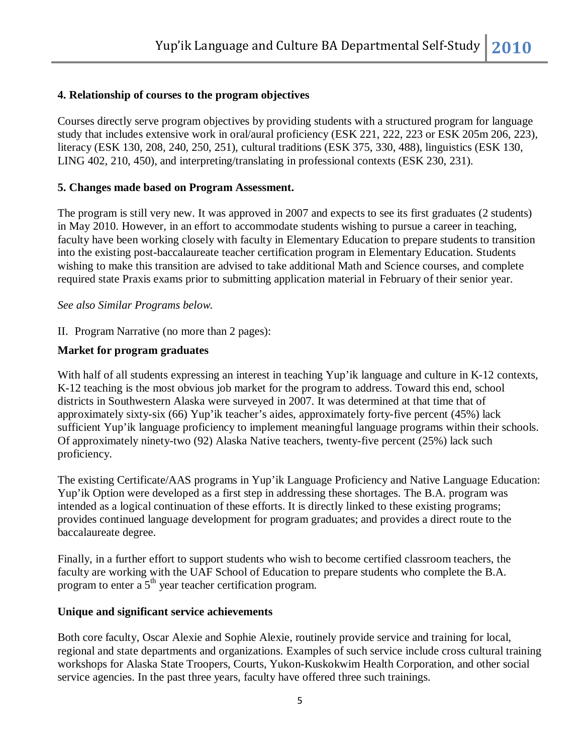**4. Relationship of courses to the program objectives**

Courses directly serve program objectives by providing students with a structured program for language study that includes extensive work in oral/aural proficiency (ESK 221, 222, 223 or ESK 205m 206, 223), literacy (ESK 130, 208, 240, 250, 251), cultural traditions (ESK 375, 330, 488), linguistics (ESK 130, LING 402, 210, 450), and interpreting/translating in professional contexts (ESK 230, 231).

**5. Changes made based on Program Assessment.**

The program is still very new. It was approved in 2007 and expects to see its first graduates (2 students) in May 2010. However, in an effort to accommodate students wishing to pursue a career in teaching, faculty have been working closely with faculty in Elementary Education to prepare students to transition into the existing post-baccalaureate teacher certification program in Elementary Education. Students wishing to make this transition are advised to take additional Math and Science courses, and complete required state Praxis exams prior to submitting application material in February of their senior year.

*See also Similar Programs below.*

II. Program Narrative (no more than 2 pages):

**Market for program graduates**

With half of all students expressing an interest in teaching Yup'ik language and culture in K-12 contexts, K-12 teaching is the most obvious job market for the program to address. Toward this end, school districts in Southwestern Alaska were surveyed in 2007. It was determined at that time that of approximately sixty-six (66) Yup'ik teacher's aides, approximately forty-five percent (45%) lack sufficient Yup'ik language proficiency to implement meaningful language programs within their schools. Of approximately ninety-two (92) Alaska Native teachers, twenty-five percent (25%) lack such proficiency.

The existing Certificate/AAS programs in Yup'ik Language Proficiency and Native Language Education: Yup'ik Option were developed as a first step in addressing these shortages. The B.A. program was intended as a logical continuation of these efforts. It is directly linked to these existing programs; provides continued language development for program graduates; and provides a direct route to the baccalaureate degree.

Finally, in a further effort to support students who wish to become certified classroom teachers, the faculty are working with the UAF School of Education to prepare students who complete the B.A. program to enter a 5th year teacher certification program.

**Unique and significant service achievements**

Both core faculty, Oscar Alexie and Sophie Alexie, routinely provide service and training for local, regional and state departments and organizations. Examples of such service include cross cultural training workshops for Alaska State Troopers, Courts, Yukon-Kuskokwim Health Corporation, and other social service agencies. In the past three years, faculty have offered three such trainings.